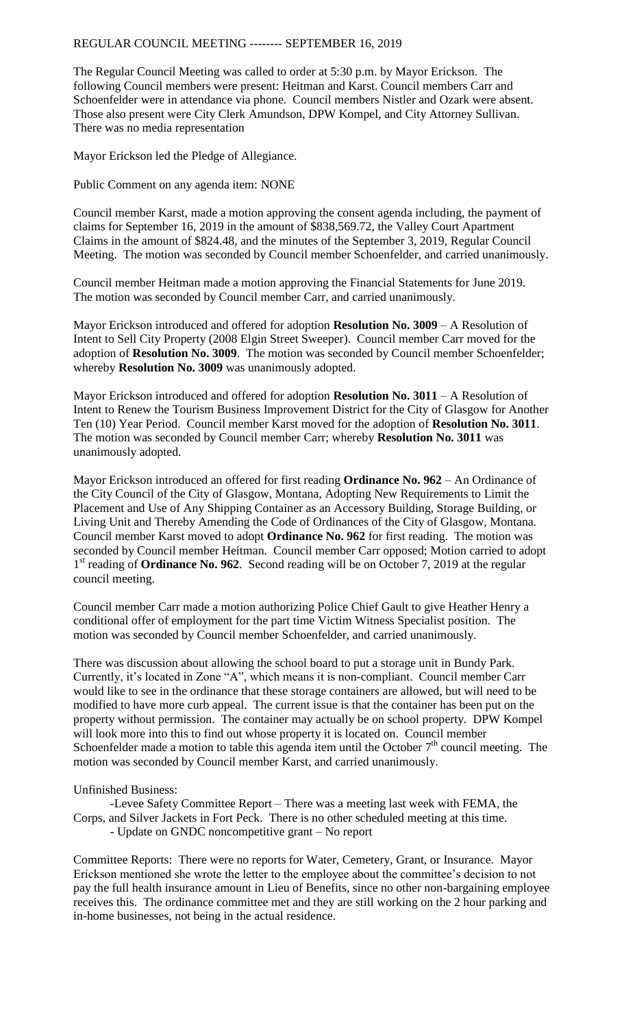REGULAR COUNCIL MEETING -------- SEPTEMBER 16, 2019

The Regular Council Meeting was called to order at 5:30 p.m. by Mayor Erickson. The following Council members were present: Heitman and Karst. Council members Carr and Schoenfelder were in attendance via phone. Council members Nistler and Ozark were absent. Those also present were City Clerk Amundson, DPW Kompel, and City Attorney Sullivan. There was no media representation

Mayor Erickson led the Pledge of Allegiance.

Public Comment on any agenda item: NONE

Council member Karst, made a motion approving the consent agenda including, the payment of claims for September 16, 2019 in the amount of $838,569.72, the Valley Court Apartment Claims in the amount of $824.48, and the minutes of the September 3, 2019, Regular Council Meeting. The motion was seconded by Council member Schoenfelder, and carried unanimously.

Council member Heitman made a motion approving the Financial Statements for June 2019. The motion was seconded by Council member Carr, and carried unanimously.

Mayor Erickson introduced and offered for adoption **Resolution No. 3009** – A Resolution of Intent to Sell City Property (2008 Elgin Street Sweeper). Council member Carr moved for the adoption of **Resolution No. 3009**. The motion was seconded by Council member Schoenfelder; whereby **Resolution No. 3009** was unanimously adopted.

Mayor Erickson introduced and offered for adoption **Resolution No. 3011** – A Resolution of Intent to Renew the Tourism Business Improvement District for the City of Glasgow for Another Ten (10) Year Period. Council member Karst moved for the adoption of **Resolution No. 3011**. The motion was seconded by Council member Carr; whereby **Resolution No. 3011** was unanimously adopted.

Mayor Erickson introduced an offered for first reading **Ordinance No. 962** – An Ordinance of the City Council of the City of Glasgow, Montana, Adopting New Requirements to Limit the Placement and Use of Any Shipping Container as an Accessory Building, Storage Building, or Living Unit and Thereby Amending the Code of Ordinances of the City of Glasgow, Montana. Council member Karst moved to adopt **Ordinance No. 962** for first reading. The motion was seconded by Council member Heitman. Council member Carr opposed; Motion carried to adopt 1st reading of **Ordinance No. 962**. Second reading will be on October 7, 2019 at the regular council meeting.

Council member Carr made a motion authorizing Police Chief Gault to give Heather Henry a conditional offer of employment for the part time Victim Witness Specialist position. The motion was seconded by Council member Schoenfelder, and carried unanimously.

There was discussion about allowing the school board to put a storage unit in Bundy Park. Currently, it's located in Zone "A", which means it is non-compliant. Council member Carr would like to see in the ordinance that these storage containers are allowed, but will need to be modified to have more curb appeal. The current issue is that the container has been put on the property without permission. The container may actually be on school property. DPW Kompel will look more into this to find out whose property it is located on. Council member Schoenfelder made a motion to table this agenda item until the October 7th council meeting. The motion was seconded by Council member Karst, and carried unanimously.

Unfinished Business:

- Levee Safety Committee Report – There was a meeting last week with FEMA, the Corps, and Silver Jackets in Fort Peck. There is no other scheduled meeting at this time.
- Update on GNDC noncompetitive grant – No report

Committee Reports: There were no reports for Water, Cemetery, Grant, or Insurance. Mayor Erickson mentioned she wrote the letter to the employee about the committee's decision to not pay the full health insurance amount in Lieu of Benefits, since no other non-bargaining employee receives this. The ordinance committee met and they are still working on the 2 hour parking and in-home businesses, not being in the actual residence.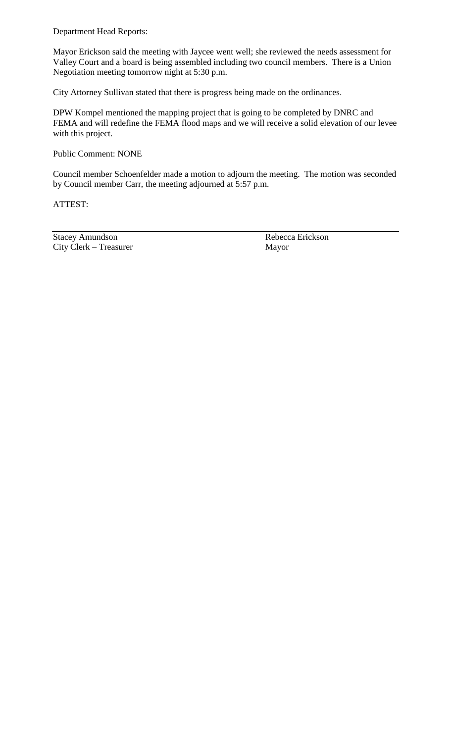Department Head Reports:

Mayor Erickson said the meeting with Jaycee went well; she reviewed the needs assessment for Valley Court and a board is being assembled including two council members. There is a Union Negotiation meeting tomorrow night at 5:30 p.m.

City Attorney Sullivan stated that there is progress being made on the ordinances.

DPW Kompel mentioned the mapping project that is going to be completed by DNRC and FEMA and will redefine the FEMA flood maps and we will receive a solid elevation of our levee with this project.

Public Comment: NONE

Council member Schoenfelder made a motion to adjourn the meeting. The motion was seconded by Council member Carr, the meeting adjourned at 5:57 p.m.

ATTEST:

| | |
|---|---|
| Stacey Amundson | Rebecca Erickson |
| City Clerk – Treasurer | Mayor |